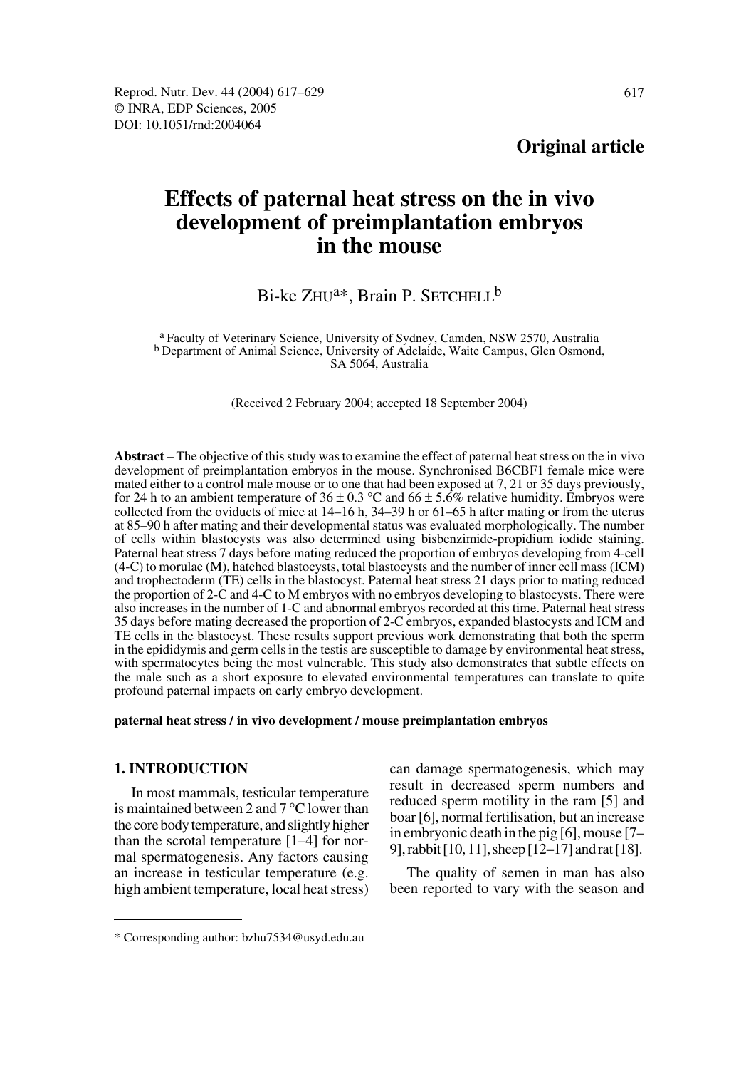**Original article**

# Effects of paternal heat stress on the in vivo development of preimplantation embryos in the mouse

Bi-ke ZHU[a*], Brain P. SETCHELL[b]

[a] Faculty of Veterinary Science, University of Sydney, Camden, NSW 2570, Australia
[b] Department of Animal Science, University of Adelaide, Waite Campus, Glen Osmond, SA 5064, Australia

(Received 2 February 2004; accepted 18 September 2004)

**Abstract** – The objective of this study was to examine the effect of paternal heat stress on the in vivo development of preimplantation embryos in the mouse. Synchronised B6CBF1 female mice were mated either to a control male mouse or to one that had been exposed at 7, 21 or 35 days previously, for 24 h to an ambient temperature of 36 ± 0.3 °C and 66 ± 5.6% relative humidity. Embryos were collected from the oviducts of mice at 14–16 h, 34–39 h or 61–65 h after mating or from the uterus at 85–90 h after mating and their developmental status was evaluated morphologically. The number of cells within blastocysts was also determined using bisbenzimide-propidium iodide staining. Paternal heat stress 7 days before mating reduced the proportion of embryos developing from 4-cell (4-C) to morulae (M), hatched blastocysts, total blastocysts and the number of inner cell mass (ICM) and trophectoderm (TE) cells in the blastocyst. Paternal heat stress 21 days prior to mating reduced the proportion of 2-C and 4-C to M embryos with no embryos developing to blastocysts. There were also increases in the number of 1-C and abnormal embryos recorded at this time. Paternal heat stress 35 days before mating decreased the proportion of 2-C embryos, expanded blastocysts and ICM and TE cells in the blastocyst. These results support previous work demonstrating that both the sperm in the epididymis and germ cells in the testis are susceptible to damage by environmental heat stress, with spermatocytes being the most vulnerable. This study also demonstrates that subtle effects on the male such as a short exposure to elevated environmental temperatures can translate to quite profound paternal impacts on early embryo development.

**paternal heat stress / in vivo development / mouse preimplantation embryos**

## 1. INTRODUCTION

In most mammals, testicular temperature is maintained between 2 and 7 °C lower than the core body temperature, and slightly higher than the scrotal temperature [1–4] for normal spermatogenesis. Any factors causing an increase in testicular temperature (e.g. high ambient temperature, local heat stress) can damage spermatogenesis, which may result in decreased sperm numbers and reduced sperm motility in the ram [5] and boar [6], normal fertilisation, but an increase in embryonic death in the pig [6], mouse [7–9], rabbit [10, 11], sheep [12–17] and rat [18].

The quality of semen in man has also been reported to vary with the season and

* Corresponding author: bzhu7534@usyd.edu.au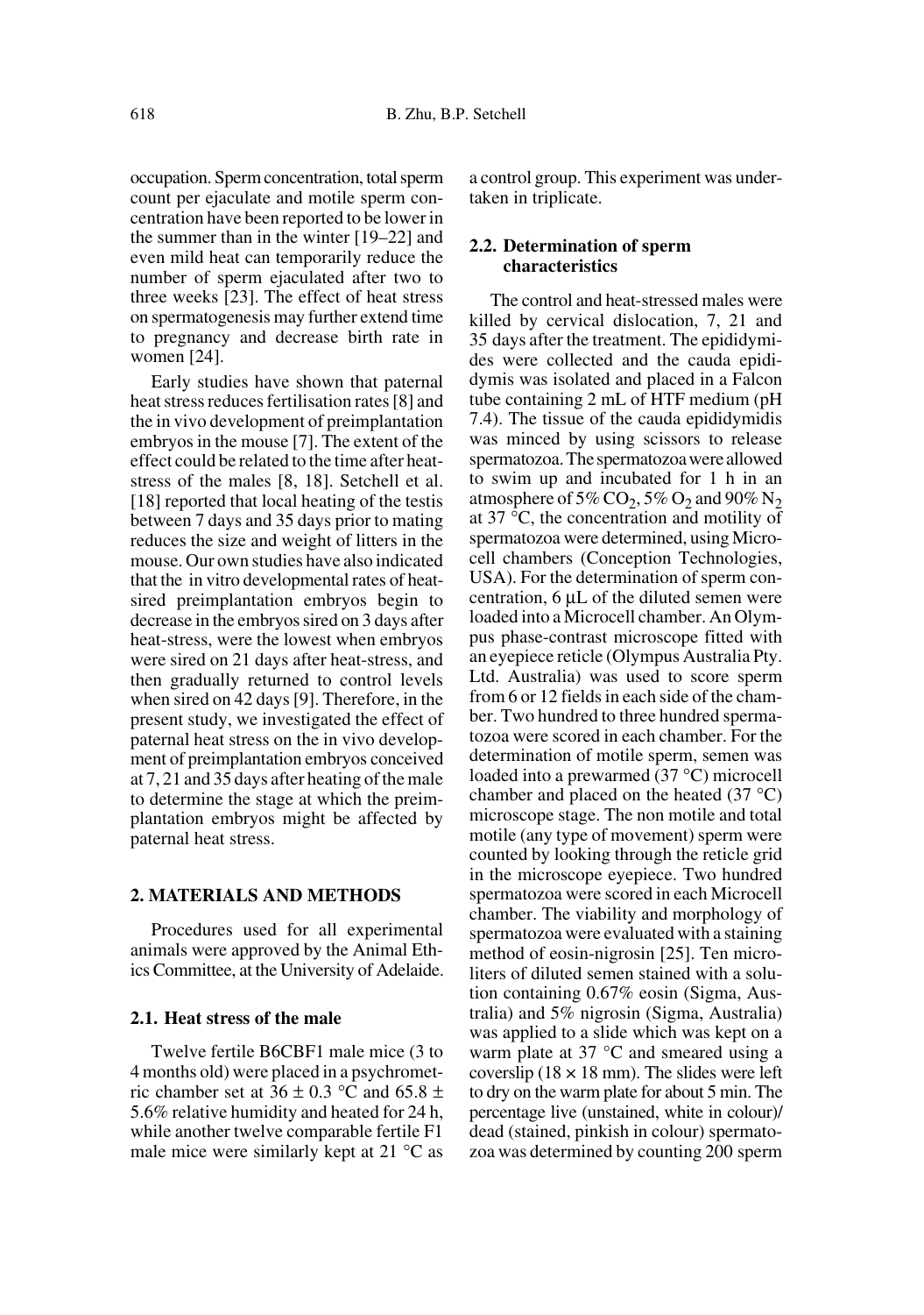occupation. Sperm concentration, total sperm count per ejaculate and motile sperm concentration have been reported to be lower in the summer than in the winter [19–22] and even mild heat can temporarily reduce the number of sperm ejaculated after two to three weeks [23]. The effect of heat stress on spermatogenesis may further extend time to pregnancy and decrease birth rate in women [24].

Early studies have shown that paternal heat stress reduces fertilisation rates [8] and the in vivo development of preimplantation embryos in the mouse [7]. The extent of the effect could be related to the time after heat-stress of the males [8, 18]. Setchell et al. [18] reported that local heating of the testis between 7 days and 35 days prior to mating reduces the size and weight of litters in the mouse. Our own studies have also indicated that the in vitro developmental rates of heat-sired preimplantation embryos begin to decrease in the embryos sired on 3 days after heat-stress, were the lowest when embryos were sired on 21 days after heat-stress, and then gradually returned to control levels when sired on 42 days [9]. Therefore, in the present study, we investigated the effect of paternal heat stress on the in vivo development of preimplantation embryos conceived at 7, 21 and 35 days after heating of the male to determine the stage at which the preimplantation embryos might be affected by paternal heat stress.

## 2. MATERIALS AND METHODS

Procedures used for all experimental animals were approved by the Animal Ethics Committee, at the University of Adelaide.

### 2.1. Heat stress of the male

Twelve fertile B6CBF1 male mice (3 to 4 months old) were placed in a psychrometric chamber set at $36 \pm 0.3$ °C and $65.8 \pm 5.6$% relative humidity and heated for 24 h, while another twelve comparable fertile F1 male mice were similarly kept at 21 °C as a control group. This experiment was undertaken in triplicate.

### 2.2. Determination of sperm characteristics

The control and heat-stressed males were killed by cervical dislocation, 7, 21 and 35 days after the treatment. The epididymides were collected and the cauda epididymis was isolated and placed in a Falcon tube containing 2 mL of HTF medium (pH 7.4). The tissue of the cauda epididymidis was minced by using scissors to release spermatozoa. The spermatozoa were allowed to swim up and incubated for 1 h in an atmosphere of 5% $CO_2$, 5% $O_2$ and 90% $N_2$ at 37 °C, the concentration and motility of spermatozoa were determined, using Microcell chambers (Conception Technologies, USA). For the determination of sperm concentration, 6 μL of the diluted semen were loaded into a Microcell chamber. An Olympus phase-contrast microscope fitted with an eyepiece reticle (Olympus Australia Pty. Ltd. Australia) was used to score sperm from 6 or 12 fields in each side of the chamber. Two hundred to three hundred spermatozoa were scored in each chamber. For the determination of motile sperm, semen was loaded into a prewarmed (37 °C) microcell chamber and placed on the heated (37 °C) microscope stage. The non motile and total motile (any type of movement) sperm were counted by looking through the reticle grid in the microscope eyepiece. Two hundred spermatozoa were scored in each Microcell chamber. The viability and morphology of spermatozoa were evaluated with a staining method of eosin-nigrosin [25]. Ten microliters of diluted semen stained with a solution containing 0.67% eosin (Sigma, Australia) and 5% nigrosin (Sigma, Australia) was applied to a slide which was kept on a warm plate at 37 °C and smeared using a coverslip (18 × 18 mm). The slides were left to dry on the warm plate for about 5 min. The percentage live (unstained, white in colour)/dead (stained, pinkish in colour) spermatozoa was determined by counting 200 sperm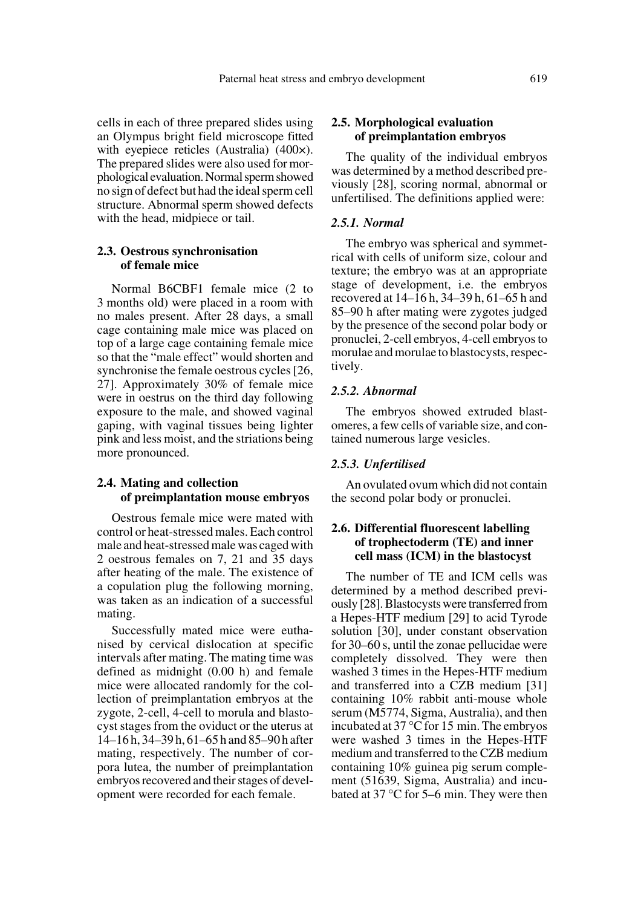cells in each of three prepared slides using an Olympus bright field microscope fitted with eyepiece reticles (Australia) (400×). The prepared slides were also used for morphological evaluation. Normal sperm showed no sign of defect but had the ideal sperm cell structure. Abnormal sperm showed defects with the head, midpiece or tail.

### 2.3. Oestrous synchronisation of female mice

Normal B6CBF1 female mice (2 to 3 months old) were placed in a room with no males present. After 28 days, a small cage containing male mice was placed on top of a large cage containing female mice so that the "male effect" would shorten and synchronise the female oestrous cycles [26, 27]. Approximately 30% of female mice were in oestrus on the third day following exposure to the male, and showed vaginal gaping, with vaginal tissues being lighter pink and less moist, and the striations being more pronounced.

### 2.4. Mating and collection of preimplantation mouse embryos

Oestrous female mice were mated with control or heat-stressed males. Each control male and heat-stressed male was caged with 2 oestrous females on 7, 21 and 35 days after heating of the male. The existence of a copulation plug the following morning, was taken as an indication of a successful mating.

Successfully mated mice were euthanised by cervical dislocation at specific intervals after mating. The mating time was defined as midnight (0.00 h) and female mice were allocated randomly for the collection of preimplantation embryos at the zygote, 2-cell, 4-cell to morula and blastocyst stages from the oviduct or the uterus at 14–16 h, 34–39 h, 61–65 h and 85–90 h after mating, respectively. The number of corpora lutea, the number of preimplantation embryos recovered and their stages of development were recorded for each female.

### 2.5. Morphological evaluation of preimplantation embryos

The quality of the individual embryos was determined by a method described previously [28], scoring normal, abnormal or unfertilised. The definitions applied were:

#### *2.5.1. Normal*

The embryo was spherical and symmetrical with cells of uniform size, colour and texture; the embryo was at an appropriate stage of development, i.e. the embryos recovered at 14–16 h, 34–39 h, 61–65 h and 85–90 h after mating were zygotes judged by the presence of the second polar body or pronuclei, 2-cell embryos, 4-cell embryos to morulae and morulae to blastocysts, respectively.

#### *2.5.2. Abnormal*

The embryos showed extruded blastomeres, a few cells of variable size, and contained numerous large vesicles.

#### *2.5.3. Unfertilised*

An ovulated ovum which did not contain the second polar body or pronuclei.

### 2.6. Differential fluorescent labelling of trophectoderm (TE) and inner cell mass (ICM) in the blastocyst

The number of TE and ICM cells was determined by a method described previously [28]. Blastocysts were transferred from a Hepes-HTF medium [29] to acid Tyrode solution [30], under constant observation for 30–60 s, until the zonae pellucidae were completely dissolved. They were then washed 3 times in the Hepes-HTF medium and transferred into a CZB medium [31] containing 10% rabbit anti-mouse whole serum (M5774, Sigma, Australia), and then incubated at 37 °C for 15 min. The embryos were washed 3 times in the Hepes-HTF medium and transferred to the CZB medium containing 10% guinea pig serum complement (51639, Sigma, Australia) and incubated at 37 °C for 5–6 min. They were then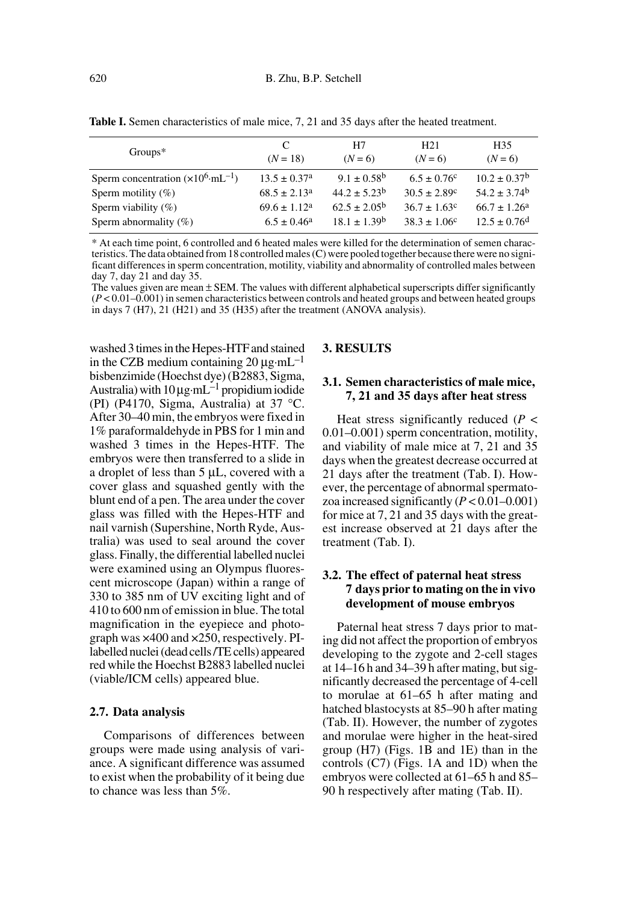**Table I.** Semen characteristics of male mice, 7, 21 and 35 days after the heated treatment.

| Groups* | C ($N$ = 18) | H7 ($N$ = 6) | H21 ($N$ = 6) | H35 ($N$ = 6) |
|---|---|---|---|---|
| Sperm concentration ($\times 10^6 \cdot mL^{-1}$) | $13.5 \pm 0.37^a$ | $9.1 \pm 0.58^b$ | $6.5 \pm 0.76^c$ | $10.2 \pm 0.37^b$ |
| Sperm motility (%) | $68.5 \pm 2.13^a$ | $44.2 \pm 5.23^b$ | $30.5 \pm 2.89^c$ | $54.2 \pm 3.74^b$ |
| Sperm viability (%) | $69.6 \pm 1.12^a$ | $62.5 \pm 2.05^b$ | $36.7 \pm 1.63^c$ | $66.7 \pm 1.26^a$ |
| Sperm abnormality (%) | $6.5 \pm 0.46^a$ | $18.1 \pm 1.39^b$ | $38.3 \pm 1.06^c$ | $12.5 \pm 0.76^d$ |

* At each time point, 6 controlled and 6 heated males were killed for the determination of semen characteristics. The data obtained from 18 controlled males (C) were pooled together because there were no significant differences in sperm concentration, motility, viability and abnormality of controlled males between day 7, day 21 and day 35.
The values given are mean ± SEM. The values with different alphabetical superscripts differ significantly ($P < 0.01$–$0.001$) in semen characteristics between controls and heated groups and between heated groups in days 7 (H7), 21 (H21) and 35 (H35) after the treatment (ANOVA analysis).

washed 3 times in the Hepes-HTF and stained in the CZB medium containing 20 $\mu g \cdot mL^{-1}$ bisbenzimide (Hoechst dye) (B2883, Sigma, Australia) with 10 $\mu g \cdot mL^{-1}$ propidium iodide (PI) (P4170, Sigma, Australia) at 37 °C. After 30–40 min, the embryos were fixed in 1% paraformaldehyde in PBS for 1 min and washed 3 times in the Hepes-HTF. The embryos were then transferred to a slide in a droplet of less than 5 µL, covered with a cover glass and squashed gently with the blunt end of a pen. The area under the cover glass was filled with the Hepes-HTF and nail varnish (Supershine, North Ryde, Australia) was used to seal around the cover glass. Finally, the differential labelled nuclei were examined using an Olympus fluorescent microscope (Japan) within a range of 330 to 385 nm of UV exciting light and of 410 to 600 nm of emission in blue. The total magnification in the eyepiece and photograph was ×400 and ×250, respectively. PI-labelled nuclei (dead cells/TE cells) appeared red while the Hoechst B2883 labelled nuclei (viable/ICM cells) appeared blue.

### 2.7. Data analysis

Comparisons of differences between groups were made using analysis of variance. A significant difference was assumed to exist when the probability of it being due to chance was less than 5%.

## 3. RESULTS

### 3.1. Semen characteristics of male mice, 7, 21 and 35 days after heat stress

Heat stress significantly reduced ($P <$ 0.01–0.001) sperm concentration, motility, and viability of male mice at 7, 21 and 35 days when the greatest decrease occurred at 21 days after the treatment (Tab. I). However, the percentage of abnormal spermatozoa increased significantly ($P < 0.01$–$0.001$) for mice at 7, 21 and 35 days with the greatest increase observed at 21 days after the treatment (Tab. I).

### 3.2. The effect of paternal heat stress 7 days prior to mating on the in vivo development of mouse embryos

Paternal heat stress 7 days prior to mating did not affect the proportion of embryos developing to the zygote and 2-cell stages at 14–16 h and 34–39 h after mating, but significantly decreased the percentage of 4-cell to morulae at 61–65 h after mating and hatched blastocysts at 85–90 h after mating (Tab. II). However, the number of zygotes and morulae were higher in the heat-sired group (H7) (Figs. 1B and 1E) than in the controls (C7) (Figs. 1A and 1D) when the embryos were collected at 61–65 h and 85–90 h respectively after mating (Tab. II).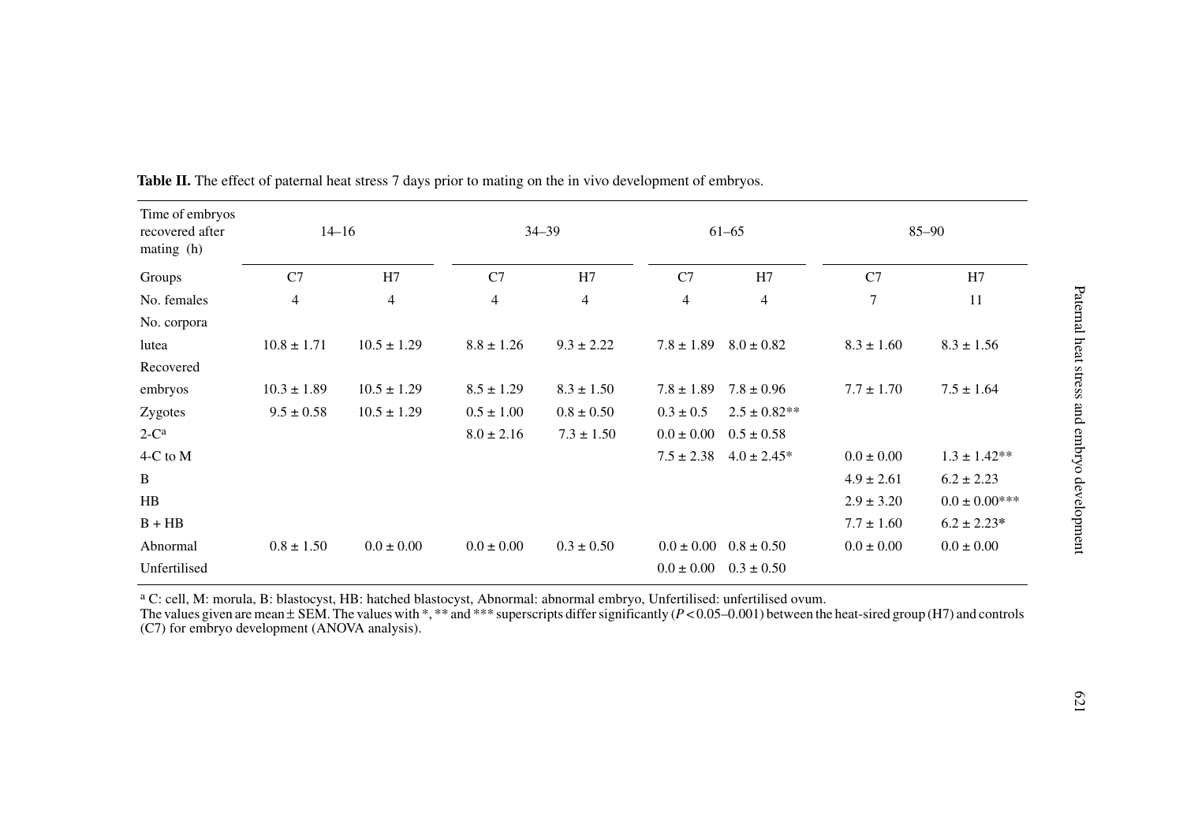**Table II.** The effect of paternal heat stress 7 days prior to mating on the in vivo development of embryos.

| Time of embryos recovered after mating (h) | 14–16 | | 34–39 | | 61–65 | | 85–90 | |
|---|---|---|---|---|---|---|---|---|
| Groups | C7 | H7 | C7 | H7 | C7 | H7 | C7 | H7 |
| No. females | 4 | 4 | 4 | 4 | 4 | 4 | 7 | 11 |
| No. corpora lutea | 10.8 ± 1.71 | 10.5 ± 1.29 | 8.8 ± 1.26 | 9.3 ± 2.22 | 7.8 ± 1.89 | 8.0 ± 0.82 | 8.3 ± 1.60 | 8.3 ± 1.56 |
| Recovered embryos | 10.3 ± 1.89 | 10.5 ± 1.29 | 8.5 ± 1.29 | 8.3 ± 1.50 | 7.8 ± 1.89 | 7.8 ± 0.96 | 7.7 ± 1.70 | 7.5 ± 1.64 |
| Zygotes | 9.5 ± 0.58 | 10.5 ± 1.29 | 0.5 ± 1.00 | 0.8 ± 0.50 | 0.3 ± 0.5 | 2.5 ± 0.82** | | |
| 2-C[a] | | | 8.0 ± 2.16 | 7.3 ± 1.50 | 0.0 ± 0.00 | 0.5 ± 0.58 | | |
| 4-C to M | | | | | 7.5 ± 2.38 | 4.0 ± 2.45* | 0.0 ± 0.00 | 1.3 ± 1.42** |
| B | | | | | | | 4.9 ± 2.61 | 6.2 ± 2.23 |
| HB | | | | | | | 2.9 ± 3.20 | 0.0 ± 0.00*** |
| B + HB | | | | | | | 7.7 ± 1.60 | 6.2 ± 2.23* |
| Abnormal | 0.8 ± 1.50 | 0.0 ± 0.00 | 0.0 ± 0.00 | 0.3 ± 0.50 | 0.0 ± 0.00 | 0.8 ± 0.50 | 0.0 ± 0.00 | 0.0 ± 0.00 |
| Unfertilised | | | | | 0.0 ± 0.00 | 0.3 ± 0.50 | | |

[a] C: cell, M: morula, B: blastocyst, HB: hatched blastocyst, Abnormal: abnormal embryo, Unfertilised: unfertilised ovum.
The values given are mean ± SEM. The values with *, ** and *** superscripts differ significantly ($P < 0.05$–$0.001$) between the heat-sired group (H7) and controls (C7) for embryo development (ANOVA analysis).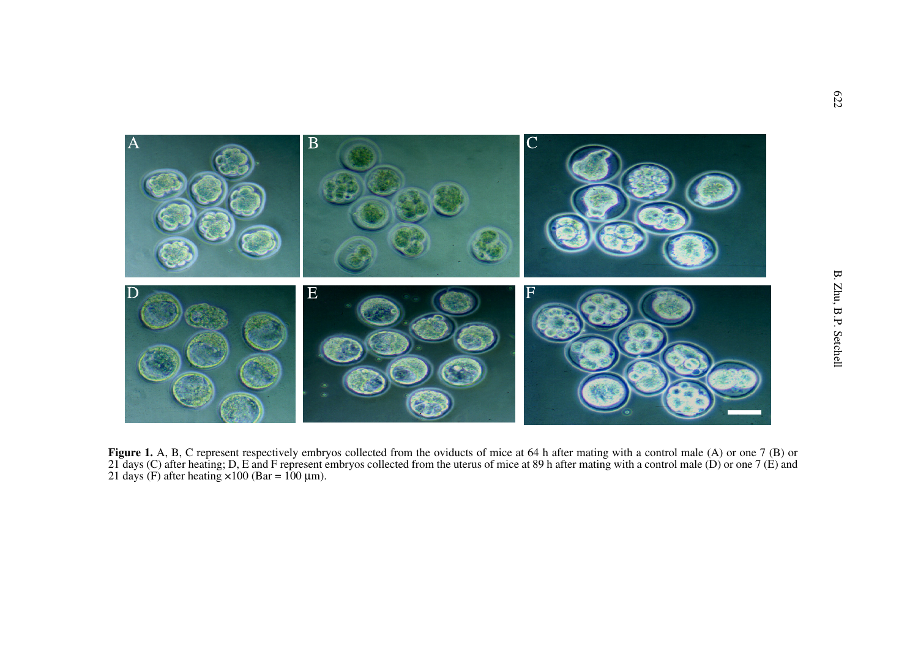**Figure 1.** A, B, C represent respectively embryos collected from the oviducts of mice at 64 h after mating with a control male (A) or one 7 (B) or 21 days (C) after heating; D, E and F represent embryos collected from the uterus of mice at 89 h after mating with a control male (D) or one 7 (E) and 21 days (F) after heating ×100 (Bar = 100 μm).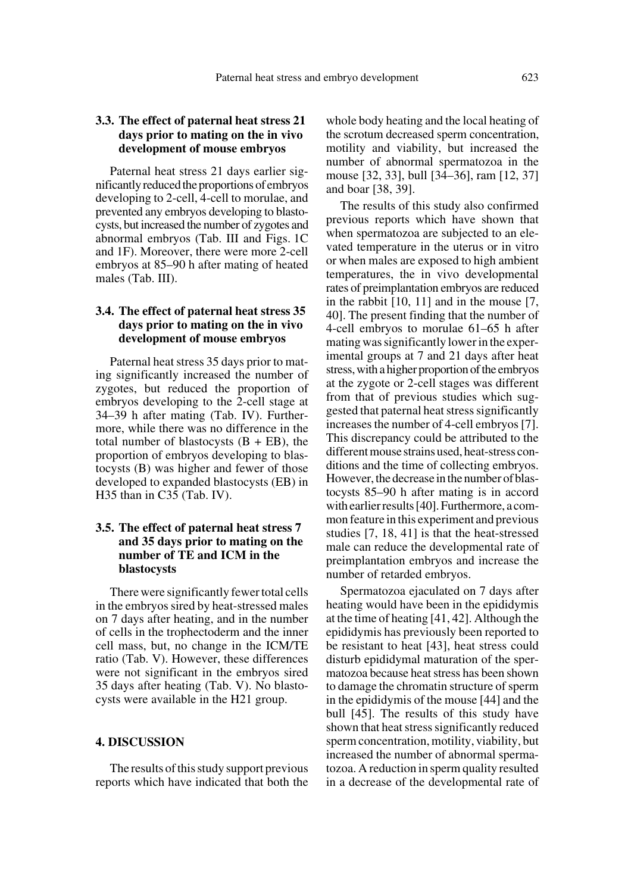### 3.3. The effect of paternal heat stress 21 days prior to mating on the in vivo development of mouse embryos

Paternal heat stress 21 days earlier significantly reduced the proportions of embryos developing to 2-cell, 4-cell to morulae, and prevented any embryos developing to blastocysts, but increased the number of zygotes and abnormal embryos (Tab. III and Figs. 1C and 1F). Moreover, there were more 2-cell embryos at 85–90 h after mating of heated males (Tab. III).

### 3.4. The effect of paternal heat stress 35 days prior to mating on the in vivo development of mouse embryos

Paternal heat stress 35 days prior to mating significantly increased the number of zygotes, but reduced the proportion of embryos developing to the 2-cell stage at 34–39 h after mating (Tab. IV). Furthermore, while there was no difference in the total number of blastocysts (B + EB), the proportion of embryos developing to blastocysts (B) was higher and fewer of those developed to expanded blastocysts (EB) in H35 than in C35 (Tab. IV).

### 3.5. The effect of paternal heat stress 7 and 35 days prior to mating on the number of TE and ICM in the blastocysts

There were significantly fewer total cells in the embryos sired by heat-stressed males on 7 days after heating, and in the number of cells in the trophectoderm and the inner cell mass, but, no change in the ICM/TE ratio (Tab. V). However, these differences were not significant in the embryos sired 35 days after heating (Tab. V). No blastocysts were available in the H21 group.

## 4. DISCUSSION

The results of this study support previous reports which have indicated that both the whole body heating and the local heating of the scrotum decreased sperm concentration, motility and viability, but increased the number of abnormal spermatozoa in the mouse [32, 33], bull [34–36], ram [12, 37] and boar [38, 39].

The results of this study also confirmed previous reports which have shown that when spermatozoa are subjected to an elevated temperature in the uterus or in vitro or when males are exposed to high ambient temperatures, the in vivo developmental rates of preimplantation embryos are reduced in the rabbit [10, 11] and in the mouse [7, 40]. The present finding that the number of 4-cell embryos to morulae 61–65 h after mating was significantly lower in the experimental groups at 7 and 21 days after heat stress, with a higher proportion of the embryos at the zygote or 2-cell stages was different from that of previous studies which suggested that paternal heat stress significantly increases the number of 4-cell embryos [7]. This discrepancy could be attributed to the different mouse strains used, heat-stress conditions and the time of collecting embryos. However, the decrease in the number of blastocysts 85–90 h after mating is in accord with earlier results [40]. Furthermore, a common feature in this experiment and previous studies [7, 18, 41] is that the heat-stressed male can reduce the developmental rate of preimplantation embryos and increase the number of retarded embryos.

Spermatozoa ejaculated on 7 days after heating would have been in the epididymis at the time of heating [41, 42]. Although the epididymis has previously been reported to be resistant to heat [43], heat stress could disturb epididymal maturation of the spermatozoa because heat stress has been shown to damage the chromatin structure of sperm in the epididymis of the mouse [44] and the bull [45]. The results of this study have shown that heat stress significantly reduced sperm concentration, motility, viability, but increased the number of abnormal spermatozoa. A reduction in sperm quality resulted in a decrease of the developmental rate of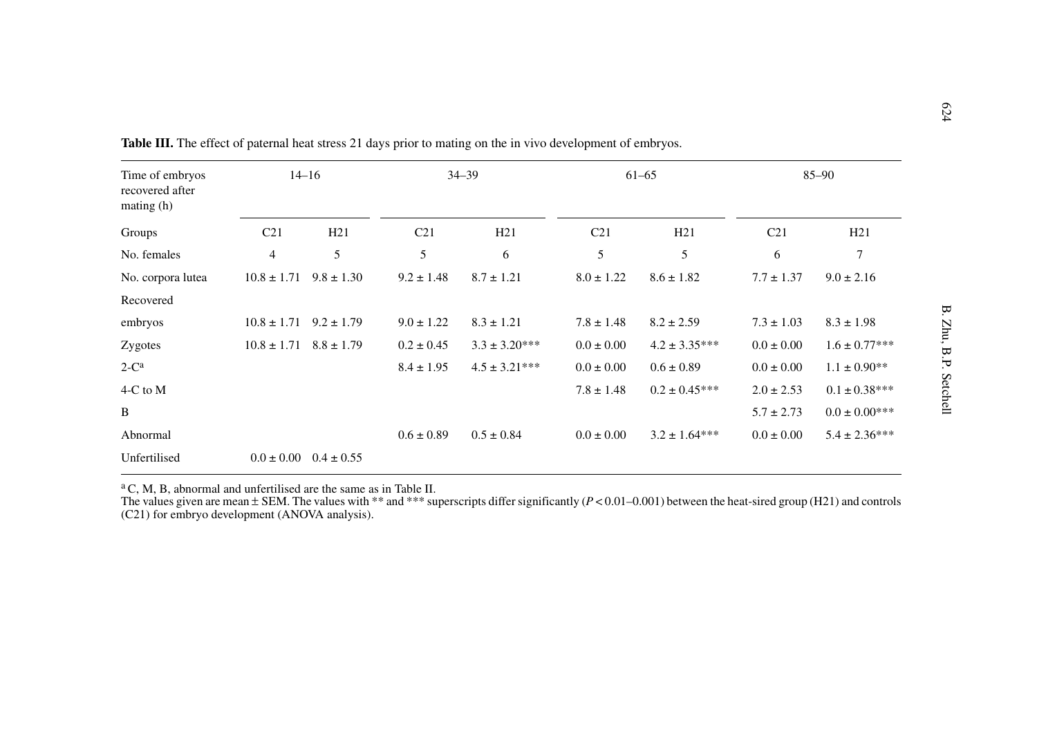**Table III.** The effect of paternal heat stress 21 days prior to mating on the in vivo development of embryos.

| Time of embryos recovered after mating (h) | 14–16 | | 34–39 | | 61–65 | | 85–90 | |
|---|---|---|---|---|---|---|---|---|
| Groups | C21 | H21 | C21 | H21 | C21 | H21 | C21 | H21 |
| No. females | 4 | 5 | 5 | 6 | 5 | 5 | 6 | 7 |
| No. corpora lutea | 10.8 ± 1.71 | 9.8 ± 1.30 | 9.2 ± 1.48 | 8.7 ± 1.21 | 8.0 ± 1.22 | 8.6 ± 1.82 | 7.7 ± 1.37 | 9.0 ± 2.16 |
| Recovered | | | | | | | | |
| embryos | 10.8 ± 1.71 | 9.2 ± 1.79 | 9.0 ± 1.22 | 8.3 ± 1.21 | 7.8 ± 1.48 | 8.2 ± 2.59 | 7.3 ± 1.03 | 8.3 ± 1.98 |
| Zygotes | 10.8 ± 1.71 | 8.8 ± 1.79 | 0.2 ± 0.45 | 3.3 ± 3.20*** | 0.0 ± 0.00 | 4.2 ± 3.35*** | 0.0 ± 0.00 | 1.6 ± 0.77*** |
| 2-C[a] | | | 8.4 ± 1.95 | 4.5 ± 3.21*** | 0.0 ± 0.00 | 0.6 ± 0.89 | 0.0 ± 0.00 | 1.1 ± 0.90** |
| 4-C to M | | | | | 7.8 ± 1.48 | 0.2 ± 0.45*** | 2.0 ± 2.53 | 0.1 ± 0.38*** |
| B | | | | | | | 5.7 ± 2.73 | 0.0 ± 0.00*** |
| Abnormal | | | 0.6 ± 0.89 | 0.5 ± 0.84 | 0.0 ± 0.00 | 3.2 ± 1.64*** | 0.0 ± 0.00 | 5.4 ± 2.36*** |
| Unfertilised | 0.0 ± 0.00 | 0.4 ± 0.55 | | | | | | |

[a] C, M, B, abnormal and unfertilised are the same as in Table II.
The values given are mean ± SEM. The values with ** and *** superscripts differ significantly ($P < 0.01$–$0.001$) between the heat-sired group (H21) and controls (C21) for embryo development (ANOVA analysis).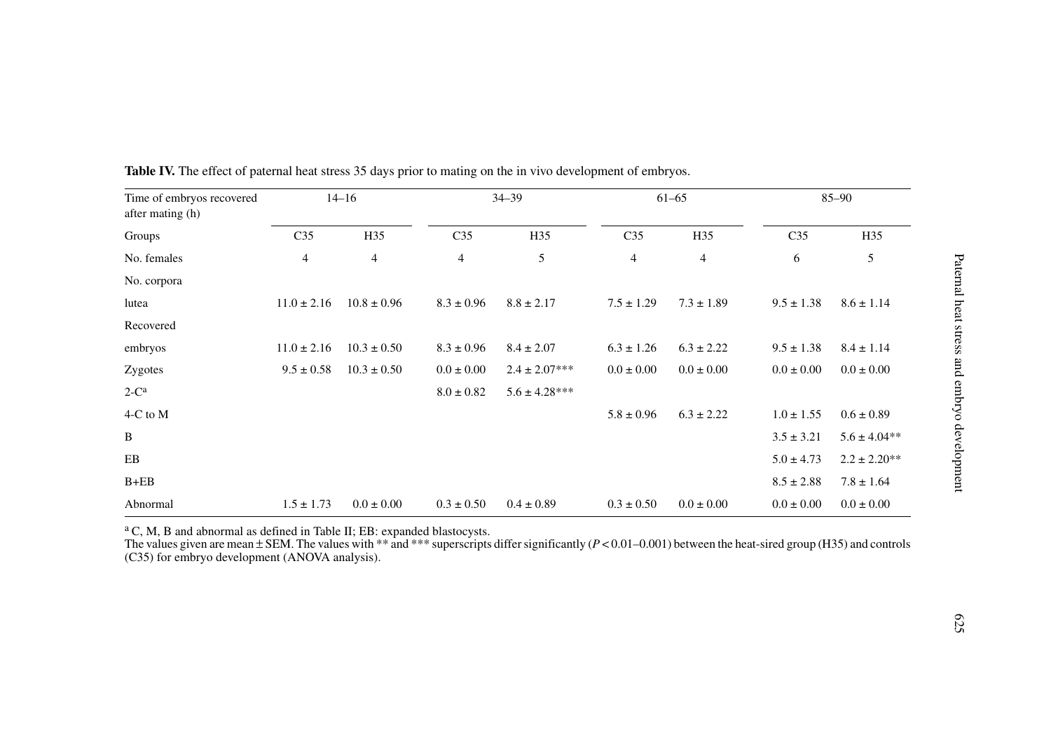**Table IV.** The effect of paternal heat stress 35 days prior to mating on the in vivo development of embryos.

| Time of embryos recovered after mating (h) | 14–16 | | 34–39 | | 61–65 | | 85–90 | |
|---|---|---|---|---|---|---|---|---|
| Groups | C35 | H35 | C35 | H35 | C35 | H35 | C35 | H35 |
| No. females | 4 | 4 | 4 | 5 | 4 | 4 | 6 | 5 |
| No. corpora lutea | 11.0 ± 2.16 | 10.8 ± 0.96 | 8.3 ± 0.96 | 8.8 ± 2.17 | 7.5 ± 1.29 | 7.3 ± 1.89 | 9.5 ± 1.38 | 8.6 ± 1.14 |
| Recovered embryos | 11.0 ± 2.16 | 10.3 ± 0.50 | 8.3 ± 0.96 | 8.4 ± 2.07 | 6.3 ± 1.26 | 6.3 ± 2.22 | 9.5 ± 1.38 | 8.4 ± 1.14 |
| Zygotes | 9.5 ± 0.58 | 10.3 ± 0.50 | 0.0 ± 0.00 | 2.4 ± 2.07*** | 0.0 ± 0.00 | 0.0 ± 0.00 | 0.0 ± 0.00 | 0.0 ± 0.00 |
| 2-C[a] | | | 8.0 ± 0.82 | 5.6 ± 4.28*** | | | | |
| 4-C to M | | | | | 5.8 ± 0.96 | 6.3 ± 2.22 | 1.0 ± 1.55 | 0.6 ± 0.89 |
| B | | | | | | | 3.5 ± 3.21 | 5.6 ± 4.04** |
| EB | | | | | | | 5.0 ± 4.73 | 2.2 ± 2.20** |
| B+EB | | | | | | | 8.5 ± 2.88 | 7.8 ± 1.64 |
| Abnormal | 1.5 ± 1.73 | 0.0 ± 0.00 | 0.3 ± 0.50 | 0.4 ± 0.89 | 0.3 ± 0.50 | 0.0 ± 0.00 | 0.0 ± 0.00 | 0.0 ± 0.00 |

[a] C, M, B and abnormal as defined in Table II; EB: expanded blastocysts.
The values given are mean ± SEM. The values with ** and *** superscripts differ significantly ($P < 0.01$–$0.001$) between the heat-sired group (H35) and controls (C35) for embryo development (ANOVA analysis).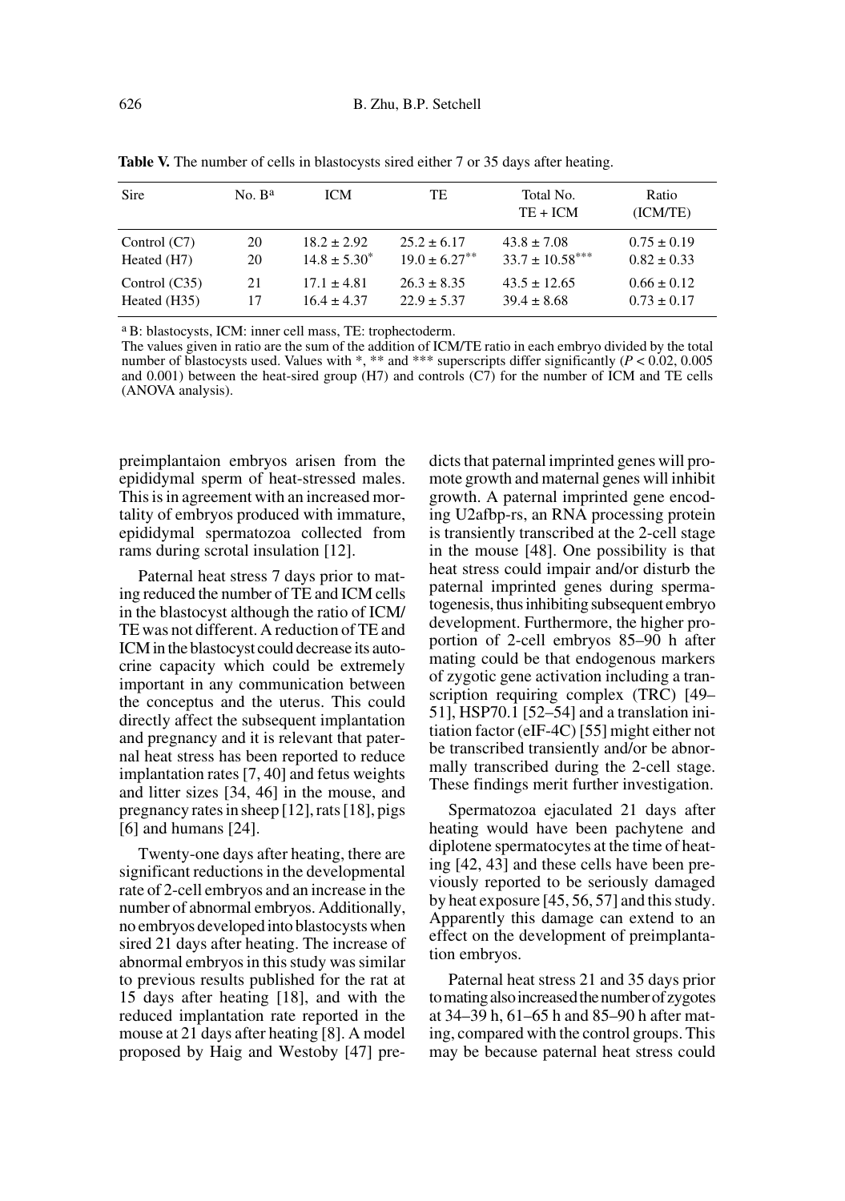**Table V.** The number of cells in blastocysts sired either 7 or 35 days after heating.

| Sire | No. B[a] | ICM | TE | Total No. TE + ICM | Ratio (ICM/TE) |
|---|---|---|---|---|---|
| Control (C7) | 20 | $18.2 \pm 2.92$ | $25.2 \pm 6.17$ | $43.8 \pm 7.08$ | $0.75 \pm 0.19$ |
| Heated (H7) | 20 | $14.8 \pm 5.30^{*}$ | $19.0 \pm 6.27^{**}$ | $33.7 \pm 10.58^{***}$ | $0.82 \pm 0.33$ |
| Control (C35) | 21 | $17.1 \pm 4.81$ | $26.3 \pm 8.35$ | $43.5 \pm 12.65$ | $0.66 \pm 0.12$ |
| Heated (H35) | 17 | $16.4 \pm 4.37$ | $22.9 \pm 5.37$ | $39.4 \pm 8.68$ | $0.73 \pm 0.17$ |

[a] B: blastocysts, ICM: inner cell mass, TE: trophectoderm.
The values given in ratio are the sum of the addition of ICM/TE ratio in each embryo divided by the total number of blastocysts used. Values with *, ** and *** superscripts differ significantly ($P < 0.02$, 0.005 and 0.001) between the heat-sired group (H7) and controls (C7) for the number of ICM and TE cells (ANOVA analysis).

preimplantaion embryos arisen from the epididymal sperm of heat-stressed males. This is in agreement with an increased mortality of embryos produced with immature, epididymal spermatozoa collected from rams during scrotal insulation [12].

Paternal heat stress 7 days prior to mating reduced the number of TE and ICM cells in the blastocyst although the ratio of ICM/TE was not different. A reduction of TE and ICM in the blastocyst could decrease its autocrine capacity which could be extremely important in any communication between the conceptus and the uterus. This could directly affect the subsequent implantation and pregnancy and it is relevant that paternal heat stress has been reported to reduce implantation rates [7, 40] and fetus weights and litter sizes [34, 46] in the mouse, and pregnancy rates in sheep [12], rats [18], pigs [6] and humans [24].

Twenty-one days after heating, there are significant reductions in the developmental rate of 2-cell embryos and an increase in the number of abnormal embryos. Additionally, no embryos developed into blastocysts when sired 21 days after heating. The increase of abnormal embryos in this study was similar to previous results published for the rat at 15 days after heating [18], and with the reduced implantation rate reported in the mouse at 21 days after heating [8]. A model proposed by Haig and Westoby [47] predicts that paternal imprinted genes will promote growth and maternal genes will inhibit growth. A paternal imprinted gene encoding U2afbp-rs, an RNA processing protein is transiently transcribed at the 2-cell stage in the mouse [48]. One possibility is that heat stress could impair and/or disturb the paternal imprinted genes during spermatogenesis, thus inhibiting subsequent embryo development. Furthermore, the higher proportion of 2-cell embryos 85–90 h after mating could be that endogenous markers of zygotic gene activation including a transcription requiring complex (TRC) [49–51], HSP70.1 [52–54] and a translation initiation factor (eIF-4C) [55] might either not be transcribed transiently and/or be abnormally transcribed during the 2-cell stage. These findings merit further investigation.

Spermatozoa ejaculated 21 days after heating would have been pachytene and diplotene spermatocytes at the time of heating [42, 43] and these cells have been previously reported to be seriously damaged by heat exposure [45, 56, 57] and this study. Apparently this damage can extend to an effect on the development of preimplantation embryos.

Paternal heat stress 21 and 35 days prior to mating also increased the number of zygotes at 34–39 h, 61–65 h and 85–90 h after mating, compared with the control groups. This may be because paternal heat stress could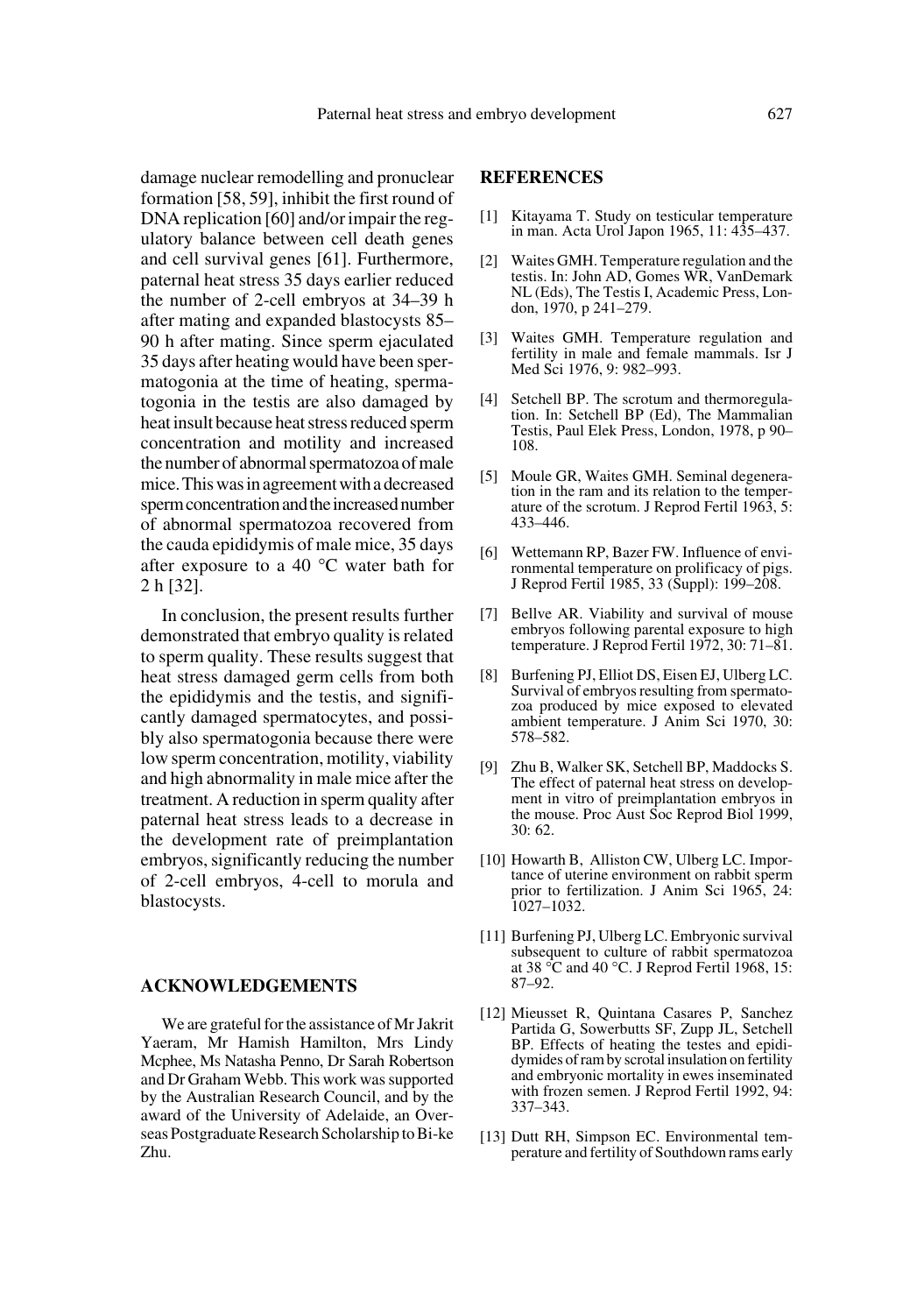damage nuclear remodelling and pronuclear formation [58, 59], inhibit the first round of DNA replication [60] and/or impair the regulatory balance between cell death genes and cell survival genes [61]. Furthermore, paternal heat stress 35 days earlier reduced the number of 2-cell embryos at 34–39 h after mating and expanded blastocysts 85–90 h after mating. Since sperm ejaculated 35 days after heating would have been spermatogonia at the time of heating, spermatogonia in the testis are also damaged by heat insult because heat stress reduced sperm concentration and motility and increased the number of abnormal spermatozoa of male mice. This was in agreement with a decreased sperm concentration and the increased number of abnormal spermatozoa recovered from the cauda epididymis of male mice, 35 days after exposure to a 40 °C water bath for 2 h [32].

In conclusion, the present results further demonstrated that embryo quality is related to sperm quality. These results suggest that heat stress damaged germ cells from both the epididymis and the testis, and significantly damaged spermatocytes, and possibly also spermatogonia because there were low sperm concentration, motility, viability and high abnormality in male mice after the treatment. A reduction in sperm quality after paternal heat stress leads to a decrease in the development rate of preimplantation embryos, significantly reducing the number of 2-cell embryos, 4-cell to morula and blastocysts.

## ACKNOWLEDGEMENTS

We are grateful for the assistance of Mr Jakrit Yaeram, Mr Hamish Hamilton, Mrs Lindy Mcphee, Ms Natasha Penno, Dr Sarah Robertson and Dr Graham Webb. This work was supported by the Australian Research Council, and by the award of the University of Adelaide, an Overseas Postgraduate Research Scholarship to Bi-ke Zhu.

## REFERENCES

[1] Kitayama T. Study on testicular temperature in man. Acta Urol Japon 1965, 11: 435–437.

[2] Waites GMH. Temperature regulation and the testis. In: John AD, Gomes WR, VanDemark NL (Eds), The Testis I, Academic Press, London, 1970, p 241–279.

[3] Waites GMH. Temperature regulation and fertility in male and female mammals. Isr J Med Sci 1976, 9: 982–993.

[4] Setchell BP. The scrotum and thermoregulation. In: Setchell BP (Ed), The Mammalian Testis, Paul Elek Press, London, 1978, p 90–108.

[5] Moule GR, Waites GMH. Seminal degeneration in the ram and its relation to the temperature of the scrotum. J Reprod Fertil 1963, 5: 433–446.

[6] Wettemann RP, Bazer FW. Influence of environmental temperature on prolificacy of pigs. J Reprod Fertil 1985, 33 (Suppl): 199–208.

[7] Bellve AR. Viability and survival of mouse embryos following parental exposure to high temperature. J Reprod Fertil 1972, 30: 71–81.

[8] Burfening PJ, Elliot DS, Eisen EJ, Ulberg LC. Survival of embryos resulting from spermatozoa produced by mice exposed to elevated ambient temperature. J Anim Sci 1970, 30: 578–582.

[9] Zhu B, Walker SK, Setchell BP, Maddocks S. The effect of paternal heat stress on development in vitro of preimplantation embryos in the mouse. Proc Aust Soc Reprod Biol 1999, 30: 62.

[10] Howarth B, Alliston CW, Ulberg LC. Importance of uterine environment on rabbit sperm prior to fertilization. J Anim Sci 1965, 24: 1027–1032.

[11] Burfening PJ, Ulberg LC. Embryonic survival subsequent to culture of rabbit spermatozoa at 38 °C and 40 °C. J Reprod Fertil 1968, 15: 87–92.

[12] Mieusset R, Quintana Casares P, Sanchez Partida G, Sowerbutts SF, Zupp JL, Setchell BP. Effects of heating the testes and epididymides of ram by scrotal insulation on fertility and embryonic mortality in ewes inseminated with frozen semen. J Reprod Fertil 1992, 94: 337–343.

[13] Dutt RH, Simpson EC. Environmental temperature and fertility of Southdown rams early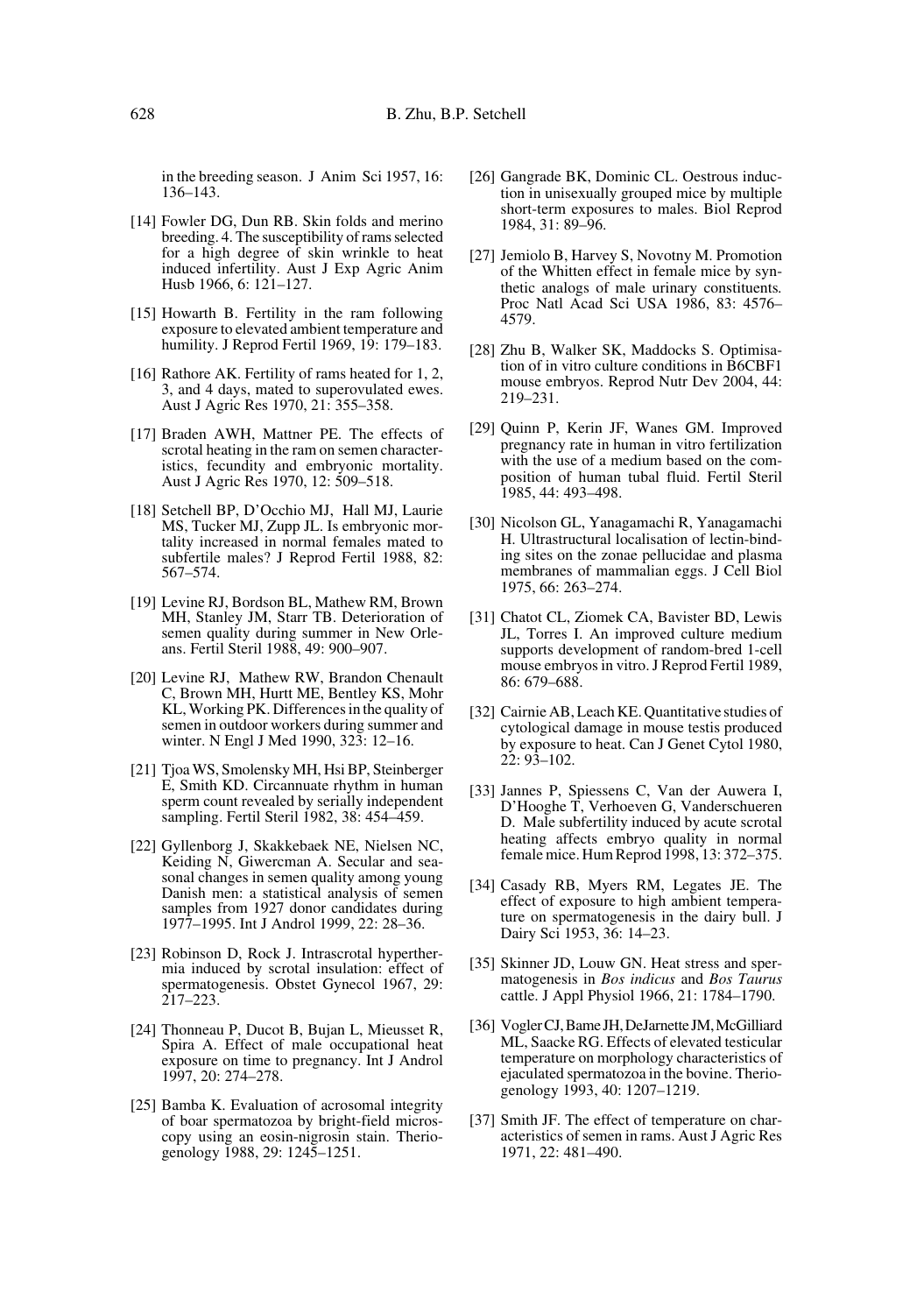in the breeding season. J Anim Sci 1957, 16: 136–143.

[14] Fowler DG, Dun RB. Skin folds and merino breeding. 4. The susceptibility of rams selected for a high degree of skin wrinkle to heat induced infertility. Aust J Exp Agric Anim Husb 1966, 6: 121–127.

[15] Howarth B. Fertility in the ram following exposure to elevated ambient temperature and humility. J Reprod Fertil 1969, 19: 179–183.

[16] Rathore AK. Fertility of rams heated for 1, 2, 3, and 4 days, mated to superovulated ewes. Aust J Agric Res 1970, 21: 355–358.

[17] Braden AWH, Mattner PE. The effects of scrotal heating in the ram on semen characteristics, fecundity and embryonic mortality. Aust J Agric Res 1970, 12: 509–518.

[18] Setchell BP, D'Occhio MJ, Hall MJ, Laurie MS, Tucker MJ, Zupp JL. Is embryonic mortality increased in normal females mated to subfertile males? J Reprod Fertil 1988, 82: 567–574.

[19] Levine RJ, Bordson BL, Mathew RM, Brown MH, Stanley JM, Starr TB. Deterioration of semen quality during summer in New Orleans. Fertil Steril 1988, 49: 900–907.

[20] Levine RJ, Mathew RW, Brandon Chenault C, Brown MH, Hurtt ME, Bentley KS, Mohr KL, Working PK. Differences in the quality of semen in outdoor workers during summer and winter. N Engl J Med 1990, 323: 12–16.

[21] Tjoa WS, Smolensky MH, Hsi BP, Steinberger E, Smith KD. Circannuate rhythm in human sperm count revealed by serially independent sampling. Fertil Steril 1982, 38: 454–459.

[22] Gyllenborg J, Skakkebaek NE, Nielsen NC, Keiding N, Giwercman A. Secular and seasonal changes in semen quality among young Danish men: a statistical analysis of semen samples from 1927 donor candidates during 1977–1995. Int J Androl 1999, 22: 28–36.

[23] Robinson D, Rock J. Intrascrotal hyperthermia induced by scrotal insulation: effect of spermatogenesis. Obstet Gynecol 1967, 29: 217–223.

[24] Thonneau P, Ducot B, Bujan L, Mieusset R, Spira A. Effect of male occupational heat exposure on time to pregnancy. Int J Androl 1997, 20: 274–278.

[25] Bamba K. Evaluation of acrosomal integrity of boar spermatozoa by bright-field microscopy using an eosin-nigrosin stain. Theriogenology 1988, 29: 1245–1251.

[26] Gangrade BK, Dominic CL. Oestrous induction in unisexually grouped mice by multiple short-term exposures to males. Biol Reprod 1984, 31: 89–96.

[27] Jemiolo B, Harvey S, Novotny M. Promotion of the Whitten effect in female mice by synthetic analogs of male urinary constituents. Proc Natl Acad Sci USA 1986, 83: 4576–4579.

[28] Zhu B, Walker SK, Maddocks S. Optimisation of in vitro culture conditions in B6CBF1 mouse embryos. Reprod Nutr Dev 2004, 44: 219–231.

[29] Quinn P, Kerin JF, Wanes GM. Improved pregnancy rate in human in vitro fertilization with the use of a medium based on the composition of human tubal fluid. Fertil Steril 1985, 44: 493–498.

[30] Nicolson GL, Yanagamachi R, Yanagamachi H. Ultrastructural localisation of lectin-binding sites on the zonae pellucidae and plasma membranes of mammalian eggs. J Cell Biol 1975, 66: 263–274.

[31] Chatot CL, Ziomek CA, Bavister BD, Lewis JL, Torres I. An improved culture medium supports development of random-bred 1-cell mouse embryos in vitro. J Reprod Fertil 1989, 86: 679–688.

[32] Cairnie AB, Leach KE. Quantitative studies of cytological damage in mouse testis produced by exposure to heat. Can J Genet Cytol 1980, 22: 93–102.

[33] Jannes P, Spiessens C, Van der Auwera I, D'Hooghe T, Verhoeven G, Vanderschueren D. Male subfertility induced by acute scrotal heating affects embryo quality in normal female mice. Hum Reprod 1998, 13: 372–375.

[34] Casady RB, Myers RM, Legates JE. The effect of exposure to high ambient temperature on spermatogenesis in the dairy bull. J Dairy Sci 1953, 36: 14–23.

[35] Skinner JD, Louw GN. Heat stress and spermatogenesis in *Bos indicus* and *Bos Taurus* cattle. J Appl Physiol 1966, 21: 1784–1790.

[36] Vogler CJ, Bame JH, DeJarnette JM, McGilliard ML, Saacke RG. Effects of elevated testicular temperature on morphology characteristics of ejaculated spermatozoa in the bovine. Theriogenology 1993, 40: 1207–1219.

[37] Smith JF. The effect of temperature on characteristics of semen in rams. Aust J Agric Res 1971, 22: 481–490.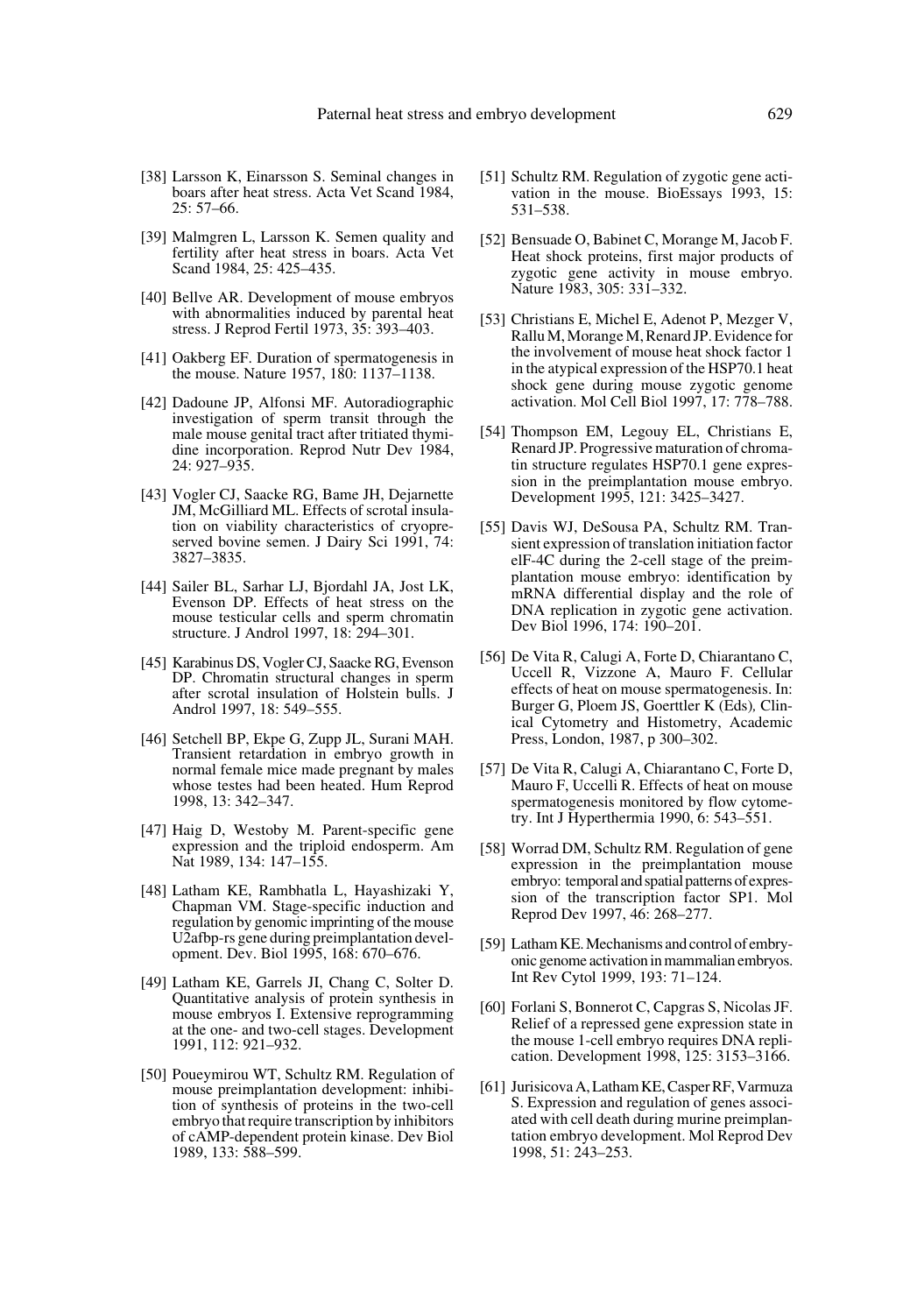[38] Larsson K, Einarsson S. Seminal changes in boars after heat stress. Acta Vet Scand 1984, 25: 57–66.

[39] Malmgren L, Larsson K. Semen quality and fertility after heat stress in boars. Acta Vet Scand 1984, 25: 425–435.

[40] Bellve AR. Development of mouse embryos with abnormalities induced by parental heat stress. J Reprod Fertil 1973, 35: 393–403.

[41] Oakberg EF. Duration of spermatogenesis in the mouse. Nature 1957, 180: 1137–1138.

[42] Dadoune JP, Alfonsi MF. Autoradiographic investigation of sperm transit through the male mouse genital tract after tritiated thymidine incorporation. Reprod Nutr Dev 1984, 24: 927–935.

[43] Vogler CJ, Saacke RG, Bame JH, Dejarnette JM, McGilliard ML. Effects of scrotal insulation on viability characteristics of cryopreserved bovine semen. J Dairy Sci 1991, 74: 3827–3835.

[44] Sailer BL, Sarhar LJ, Bjordahl JA, Jost LK, Evenson DP. Effects of heat stress on the mouse testicular cells and sperm chromatin structure. J Androl 1997, 18: 294–301.

[45] Karabinus DS, Vogler CJ, Saacke RG, Evenson DP. Chromatin structural changes in sperm after scrotal insulation of Holstein bulls. J Androl 1997, 18: 549–555.

[46] Setchell BP, Ekpe G, Zupp JL, Surani MAH. Transient retardation in embryo growth in normal female mice made pregnant by males whose testes had been heated. Hum Reprod 1998, 13: 342–347.

[47] Haig D, Westoby M. Parent-specific gene expression and the triploid endosperm. Am Nat 1989, 134: 147–155.

[48] Latham KE, Rambhatla L, Hayashizaki Y, Chapman VM. Stage-specific induction and regulation by genomic imprinting of the mouse U2afbp-rs gene during preimplantation development. Dev. Biol 1995, 168: 670–676.

[49] Latham KE, Garrels JI, Chang C, Solter D. Quantitative analysis of protein synthesis in mouse embryos I. Extensive reprogramming at the one- and two-cell stages. Development 1991, 112: 921–932.

[50] Poueymirou WT, Schultz RM. Regulation of mouse preimplantation development: inhibition of synthesis of proteins in the two-cell embryo that require transcription by inhibitors of cAMP-dependent protein kinase. Dev Biol 1989, 133: 588–599.

[51] Schultz RM. Regulation of zygotic gene activation in the mouse. BioEssays 1993, 15: 531–538.

[52] Bensuade O, Babinet C, Morange M, Jacob F. Heat shock proteins, first major products of zygotic gene activity in mouse embryo. Nature 1983, 305: 331–332.

[53] Christians E, Michel E, Adenot P, Mezger V, Rallu M, Morange M, Renard JP. Evidence for the involvement of mouse heat shock factor 1 in the atypical expression of the HSP70.1 heat shock gene during mouse zygotic genome activation. Mol Cell Biol 1997, 17: 778–788.

[54] Thompson EM, Legouy EL, Christians E, Renard JP. Progressive maturation of chromatin structure regulates HSP70.1 gene expression in the preimplantation mouse embryo. Development 1995, 121: 3425–3427.

[55] Davis WJ, DeSousa PA, Schultz RM. Transient expression of translation initiation factor elF-4C during the 2-cell stage of the preimplantation mouse embryo: identification by mRNA differential display and the role of DNA replication in zygotic gene activation. Dev Biol 1996, 174: 190–201.

[56] De Vita R, Calugi A, Forte D, Chiarantano C, Uccell R, Vizzone A, Mauro F. Cellular effects of heat on mouse spermatogenesis. In: Burger G, Ploem JS, Goerttler K (Eds), Clinical Cytometry and Histometry, Academic Press, London, 1987, p 300–302.

[57] De Vita R, Calugi A, Chiarantano C, Forte D, Mauro F, Uccelli R. Effects of heat on mouse spermatogenesis monitored by flow cytometry. Int J Hyperthermia 1990, 6: 543–551.

[58] Worrad DM, Schultz RM. Regulation of gene expression in the preimplantation mouse embryo: temporal and spatial patterns of expression of the transcription factor SP1. Mol Reprod Dev 1997, 46: 268–277.

[59] Latham KE. Mechanisms and control of embryonic genome activation in mammalian embryos. Int Rev Cytol 1999, 193: 71–124.

[60] Forlani S, Bonnerot C, Capgras S, Nicolas JF. Relief of a repressed gene expression state in the mouse 1-cell embryo requires DNA replication. Development 1998, 125: 3153–3166.

[61] Jurisicova A, Latham KE, Casper RF, Varmuza S. Expression and regulation of genes associated with cell death during murine preimplantation embryo development. Mol Reprod Dev 1998, 51: 243–253.